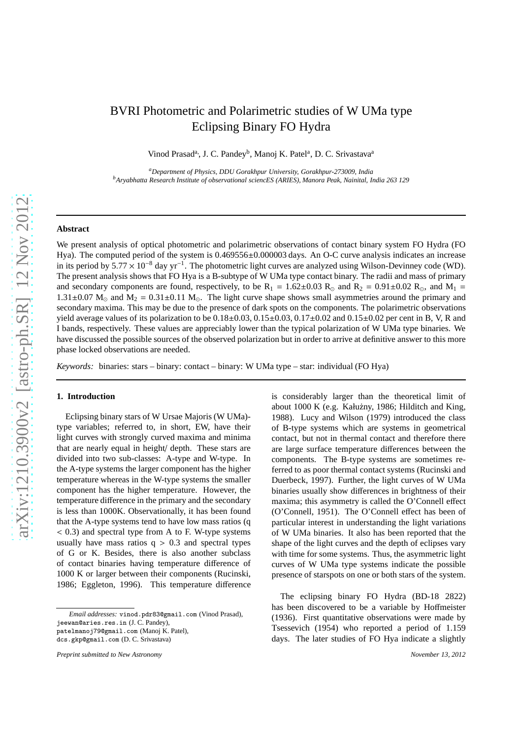# BVRI Photometric and Polarimetric studies of W UMa type Eclipsing Binary FO Hydra

Vinod Prasad[a], J. C. Pandey[b], Manoj K. Patel[a], D. C. Srivastava[a]

[a] *Department of Physics, DDU Gorakhpur University, Gorakhpur-273009, India*
[b] *Aryabhatta Research Institute of observational sciencES (ARIES), Manora Peak, Nainital, India 263 129*

## Abstract

We present analysis of optical photometric and polarimetric observations of contact binary system FO Hydra (FO Hya). The computed period of the system is 0.469556±0.000003 days. An O-C curve analysis indicates an increase in its period by $5.77 \times 10^{-8}$ day yr$^{-1}$. The photometric light curves are analyzed using Wilson-Devinney code (WD). The present analysis shows that FO Hya is a B-subtype of W UMa type contact binary. The radii and mass of primary and secondary components are found, respectively, to be $R_1 = 1.62 \pm 0.03$ $R_\odot$ and $R_2 = 0.91 \pm 0.02$ $R_\odot$, and $M_1 = 1.31 \pm 0.07$ $M_\odot$ and $M_2 = 0.31 \pm 0.11$ $M_\odot$. The light curve shape shows small asymmetries around the primary and secondary maxima. This may be due to the presence of dark spots on the components. The polarimetric observations yield average values of its polarization to be 0.18±0.03, 0.15±0.03, 0.17±0.02 and 0.15±0.02 per cent in B, V, R and I bands, respectively. These values are appreciably lower than the typical polarization of W UMa type binaries. We have discussed the possible sources of the observed polarization but in order to arrive at definitive answer to this more phase locked observations are needed.

*Keywords:* binaries: stars – binary: contact – binary: W UMa type – star: individual (FO Hya)

## 1. Introduction

Eclipsing binary stars of W Ursae Majoris (W UMa)-type variables; referred to, in short, EW, have their light curves with strongly curved maxima and minima that are nearly equal in height/ depth. These stars are divided into two sub-classes: A-type and W-type. In the A-type systems the larger component has the higher temperature whereas in the W-type systems the smaller component has the higher temperature. However, the temperature difference in the primary and the secondary is less than 1000K. Observationally, it has been found that the A-type systems tend to have low mass ratios ($q < 0.3$) and spectral type from A to F. W-type systems usually have mass ratios $q > 0.3$ and spectral types of G or K. Besides, there is also another subclass of contact binaries having temperature difference of 1000 K or larger between their components (Rucinski, 1986; Eggleton, 1996). This temperature difference is considerably larger than the theoretical limit of about 1000 K (e.g. Kałużny, 1986; Hilditch and King, 1988). Lucy and Wilson (1979) introduced the class of B-type systems which are systems in geometrical contact, but not in thermal contact and therefore there are large surface temperature differences between the components. The B-type systems are sometimes referred to as poor thermal contact systems (Rucinski and Duerbeck, 1997). Further, the light curves of W UMa binaries usually show differences in brightness of their maxima; this asymmetry is called the O'Connell effect (O'Connell, 1951). The O'Connell effect has been of particular interest in understanding the light variations of W UMa binaries. It also has been reported that the shape of the light curves and the depth of eclipses vary with time for some systems. Thus, the asymmetric light curves of W UMa type systems indicate the possible presence of starspots on one or both stars of the system.

The eclipsing binary FO Hydra (BD-18 2822) has been discovered to be a variable by Hoffmeister (1936). First quantitative observations were made by Tsessevich (1954) who reported a period of 1.159 days. The later studies of FO Hya indicate a slightly

*Email addresses:* vinod.pdr83@gmail.com (Vinod Prasad), jeewan@aries.res.in (J. C. Pandey), patelmanoj79@gmail.com (Manoj K. Patel), dcs.gkp@gmail.com (D. C. Srivastava)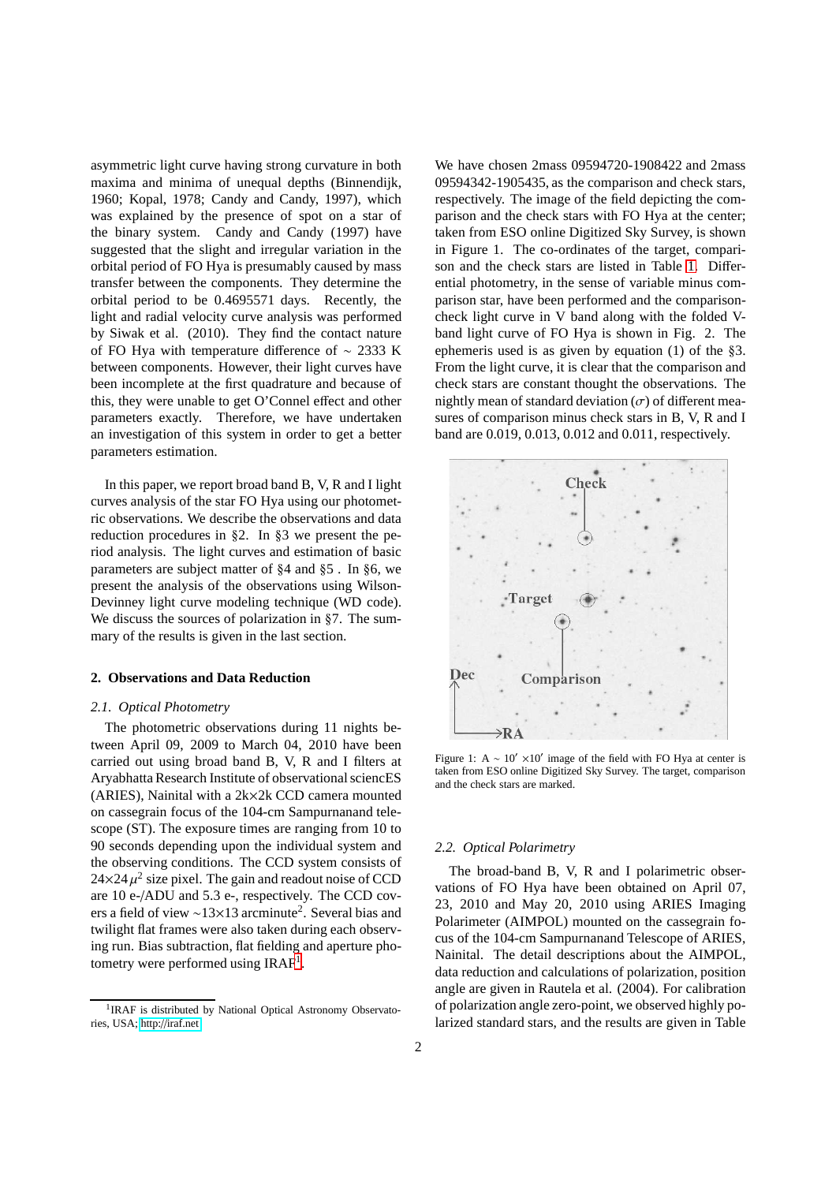asymmetric light curve having strong curvature in both maxima and minima of unequal depths (Binnendijk, 1960; Kopal, 1978; Candy and Candy, 1997), which was explained by the presence of spot on a star of the binary system. Candy and Candy (1997) have suggested that the slight and irregular variation in the orbital period of FO Hya is presumably caused by mass transfer between the components. They determine the orbital period to be 0.4695571 days. Recently, the light and radial velocity curve analysis was performed by Siwak et al. (2010). They find the contact nature of FO Hya with temperature difference of $\sim$ 2333 K between components. However, their light curves have been incomplete at the first quadrature and because of this, they were unable to get O'Connel effect and other parameters exactly. Therefore, we have undertaken an investigation of this system in order to get a better parameters estimation.

In this paper, we report broad band B, V, R and I light curves analysis of the star FO Hya using our photometric observations. We describe the observations and data reduction procedures in §2. In §3 we present the period analysis. The light curves and estimation of basic parameters are subject matter of §4 and §5 . In §6, we present the analysis of the observations using Wilson-Devinney light curve modeling technique (WD code). We discuss the sources of polarization in §7. The summary of the results is given in the last section.

## 2. Observations and Data Reduction

### *2.1. Optical Photometry*

The photometric observations during 11 nights between April 09, 2009 to March 04, 2010 have been carried out using broad band B, V, R and I filters at Aryabhatta Research Institute of observational sciencES (ARIES), Nainital with a 2k×2k CCD camera mounted on cassegrain focus of the 104-cm Sampurnanand telescope (ST). The exposure times are ranging from 10 to 90 seconds depending upon the individual system and the observing conditions. The CCD system consists of $24{\times}24\,\mu^2$ size pixel. The gain and readout noise of CCD are 10 e-/ADU and 5.3 e-, respectively. The CCD covers a field of view $\sim$13×13 arcminute$^2$. Several bias and twilight flat frames were also taken during each observing run. Bias subtraction, flat fielding and aperture photometry were performed using IRAF[1].

[1]IRAF is distributed by National Optical Astronomy Observatories, USA; http://iraf.net

We have chosen 2mass 09594720-1908422 and 2mass 09594342-1905435, as the comparison and check stars, respectively. The image of the field depicting the comparison and the check stars with FO Hya at the center; taken from ESO online Digitized Sky Survey, is shown in Figure 1. The co-ordinates of the target, comparison and the check stars are listed in Table 1. Differential photometry, in the sense of variable minus comparison star, have been performed and the comparison-check light curve in V band along with the folded V-band light curve of FO Hya is shown in Fig. 2. The ephemeris used is as given by equation (1) of the §3. From the light curve, it is clear that the comparison and check stars are constant thought the observations. The nightly mean of standard deviation ($\sigma$) of different measures of comparison minus check stars in B, V, R and I band are 0.019, 0.013, 0.012 and 0.011, respectively.

Figure 1: A $\sim 10' \times 10'$ image of the field with FO Hya at center is taken from ESO online Digitized Sky Survey. The target, comparison and the check stars are marked.

### *2.2. Optical Polarimetry*

The broad-band B, V, R and I polarimetric observations of FO Hya have been obtained on April 07, 23, 2010 and May 20, 2010 using ARIES Imaging Polarimeter (AIMPOL) mounted on the cassegrain focus of the 104-cm Sampurnanand Telescope of ARIES, Nainital. The detail descriptions about the AIMPOL, data reduction and calculations of polarization, position angle are given in Rautela et al. (2004). For calibration of polarization angle zero-point, we observed highly polarized standard stars, and the results are given in Table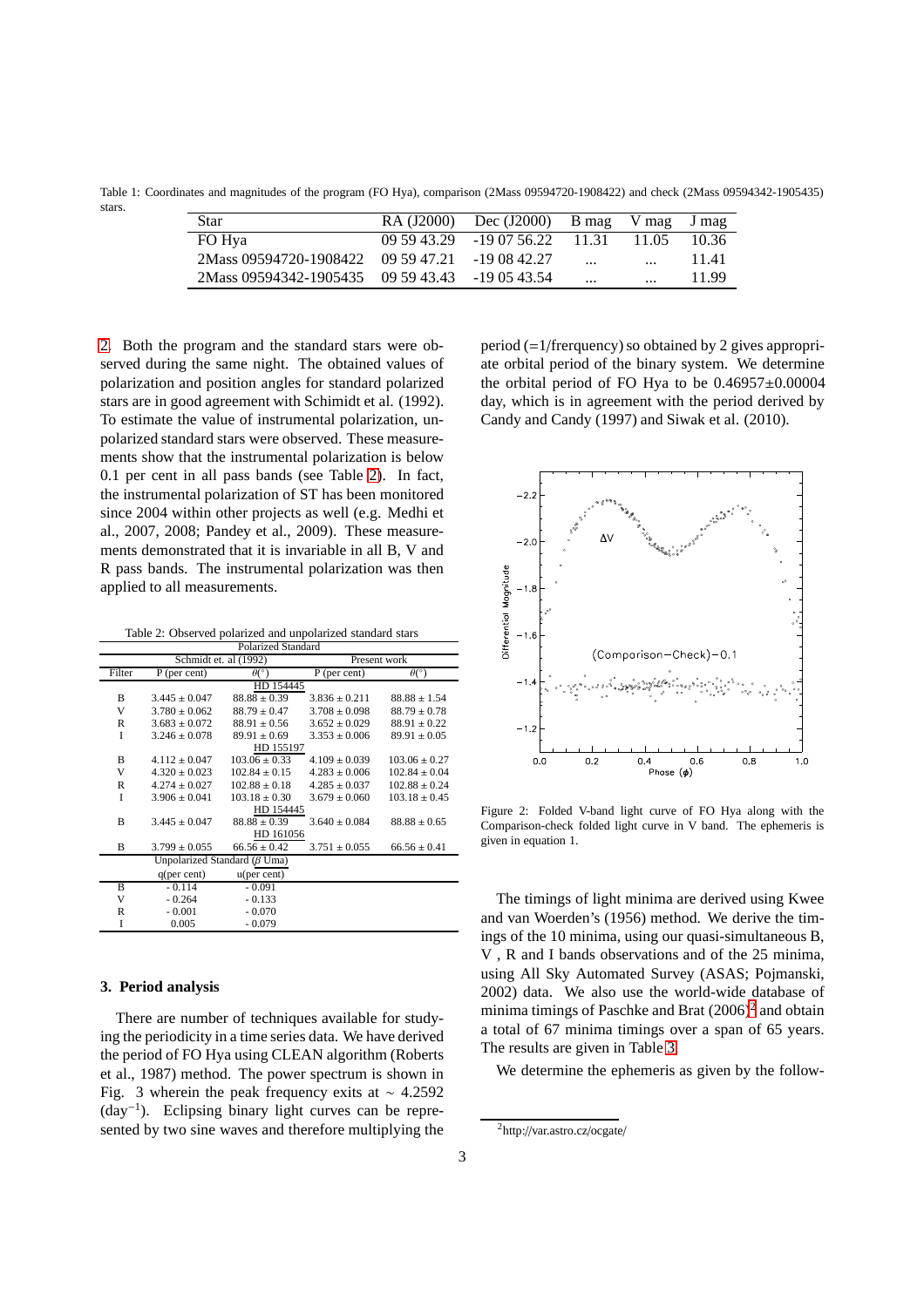Table 1: Coordinates and magnitudes of the program (FO Hya), comparison (2Mass 09594720-1908422) and check (2Mass 09594342-1905435) stars.

| Star | RA (J2000) | Dec (J2000) | B mag | V mag | J mag |
|---|---|---|---|---|---|
| FO Hya | 09 59 43.29 | -19 07 56.22 | 11.31 | 11.05 | 10.36 |
| 2Mass 09594720-1908422 | 09 59 47.21 | -19 08 42.27 | ... | ... | 11.41 |
| 2Mass 09594342-1905435 | 09 59 43.43 | -19 05 43.54 | ... | ... | 11.99 |

2. Both the program and the standard stars were observed during the same night. The obtained values of polarization and position angles for standard polarized stars are in good agreement with Schimidt et al. (1992). To estimate the value of instrumental polarization, unpolarized standard stars were observed. These measurements show that the instrumental polarization is below 0.1 per cent in all pass bands (see Table 2). In fact, the instrumental polarization of ST has been monitored since 2004 within other projects as well (e.g. Medhi et al., 2007, 2008; Pandey et al., 2009). These measurements demonstrated that it is invariable in all B, V and R pass bands. The instrumental polarization was then applied to all measurements.

Table 2: Observed polarized and unpolarized standard stars

| Polarized Standard | | | | |
|---|---|---|---|---|
| | Schimidt et. al (1992) | | Present work | |
| Filter | P (per cent) | $\theta(^\circ)$ | P (per cent) | $\theta(^\circ)$ |
| | | HD 154445 | | |
| B | $3.445 \pm 0.047$ | $88.88 \pm 0.39$ | $3.836 \pm 0.211$ | $88.88 \pm 1.54$ |
| V | $3.780 \pm 0.062$ | $88.79 \pm 0.47$ | $3.708 \pm 0.098$ | $88.79 \pm 0.78$ |
| R | $3.683 \pm 0.072$ | $88.91 \pm 0.56$ | $3.652 \pm 0.029$ | $88.91 \pm 0.22$ |
| I | $3.246 \pm 0.078$ | $89.91 \pm 0.69$ | $3.353 \pm 0.006$ | $89.91 \pm 0.05$ |
| | | HD 155197 | | |
| B | $4.112 \pm 0.047$ | $103.06 \pm 0.33$ | $4.109 \pm 0.039$ | $103.06 \pm 0.27$ |
| V | $4.320 \pm 0.023$ | $102.84 \pm 0.15$ | $4.283 \pm 0.006$ | $102.84 \pm 0.04$ |
| R | $4.274 \pm 0.027$ | $102.88 \pm 0.18$ | $4.285 \pm 0.037$ | $102.88 \pm 0.24$ |
| I | $3.906 \pm 0.041$ | $103.18 \pm 0.30$ | $3.679 \pm 0.060$ | $103.18 \pm 0.45$ |
| | | HD 154445 | | |
| B | $3.445 \pm 0.047$ | $88.88 \pm 0.39$ | $3.640 \pm 0.084$ | $88.88 \pm 0.65$ |
| | | HD 161056 | | |
| B | $3.799 \pm 0.055$ | $66.56 \pm 0.42$ | $3.751 \pm 0.055$ | $66.56 \pm 0.41$ |
| Unpolarized Standard ($\beta$ Uma) | | | | |
| | q(per cent) | u(per cent) | | |
| B | - 0.114 | - 0.091 | | |
| V | - 0.264 | - 0.133 | | |
| R | - 0.001 | - 0.070 | | |
| I | 0.005 | - 0.079 | | |

### 3. Period analysis

There are number of techniques available for studying the periodicity in a time series data. We have derived the period of FO Hya using CLEAN algorithm (Roberts et al., 1987) method. The power spectrum is shown in Fig. 3 wherein the peak frequency exits at $\sim 4.2592$ (day$^{-1}$). Eclipsing binary light curves can be represented by two sine waves and therefore multiplying the period (=1/frerquency) so obtained by 2 gives appropriate orbital period of the binary system. We determine the orbital period of FO Hya to be $0.46957 \pm 0.00004$ day, which is in agreement with the period derived by Candy and Candy (1997) and Siwak et al. (2010).

Figure 2: Folded V-band light curve of FO Hya along with the Comparison-check folded light curve in V band. The ephemeris is given in equation 1.

The timings of light minima are derived using Kwee and van Woerden's (1956) method. We derive the timings of the 10 minima, using our quasi-simultaneous B, V , R and I bands observations and of the 25 minima, using All Sky Automated Survey (ASAS; Pojmanski, 2002) data. We also use the world-wide database of minima timings of Paschke and Brat (2006)[2] and obtain a total of 67 minima timings over a span of 65 years. The results are given in Table 3.

We determine the ephemeris as given by the follow-

[2] http://var.astro.cz/ocgate/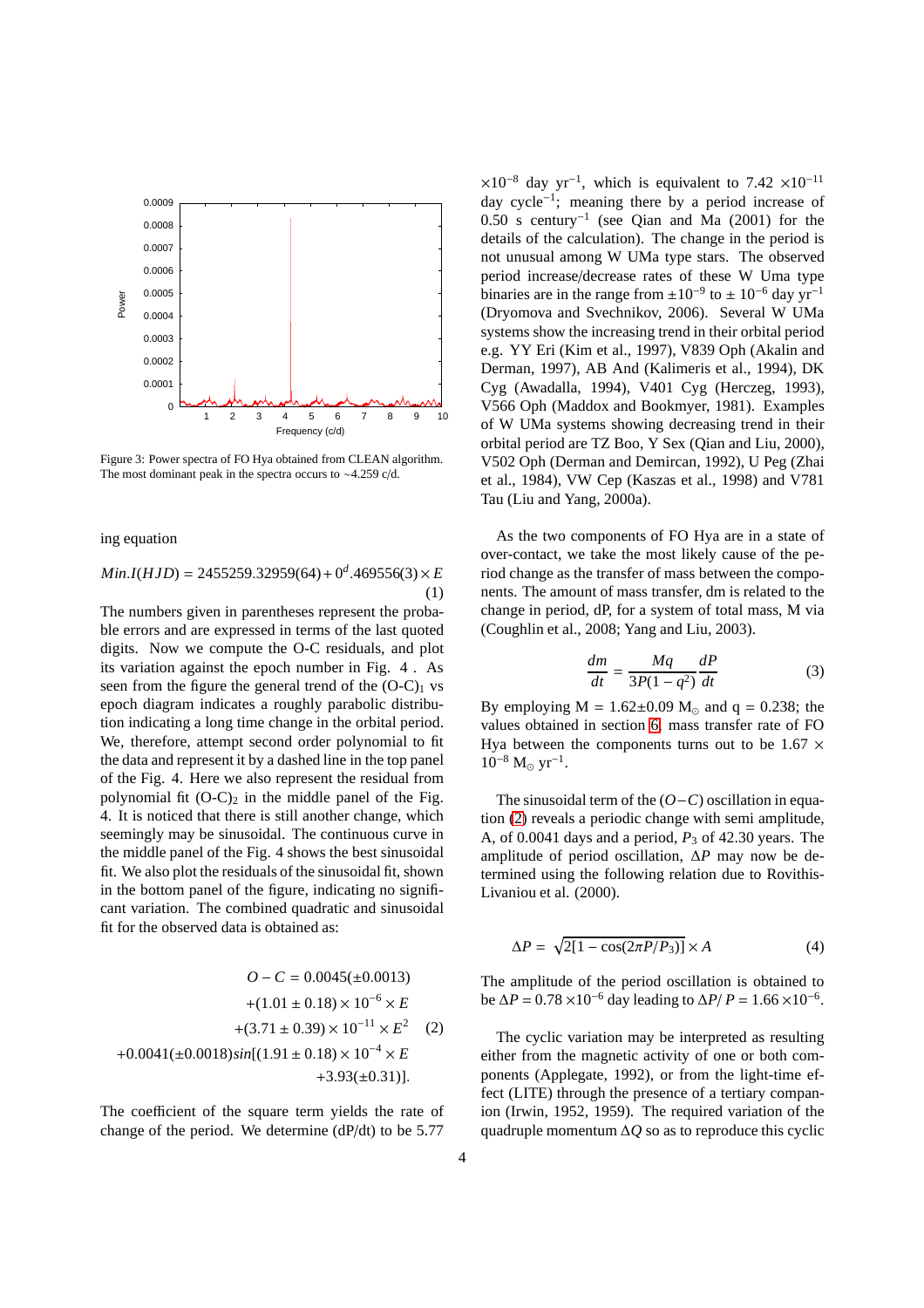Figure 3: Power spectra of FO Hya obtained from CLEAN algorithm. The most dominant peak in the spectra occurs to ~4.259 c/d.

ing equation

$$Min.I(HJD) = 2455259.32959(64) + 0^d.469556(3) \times E \quad (1)$$

The numbers given in parentheses represent the probable errors and are expressed in terms of the last quoted digits. Now we compute the O-C residuals, and plot its variation against the epoch number in Fig. 4 . As seen from the figure the general trend of the $(O\text{-}C)_1$ vs epoch diagram indicates a roughly parabolic distribution indicating a long time change in the orbital period. We, therefore, attempt second order polynomial to fit the data and represent it by a dashed line in the top panel of the Fig. 4. Here we also represent the residual from polynomial fit $(O\text{-}C)_2$ in the middle panel of the Fig. 4. It is noticed that there is still another change, which seemingly may be sinusoidal. The continuous curve in the middle panel of the Fig. 4 shows the best sinusoidal fit. We also plot the residuals of the sinusoidal fit, shown in the bottom panel of the figure, indicating no significant variation. The combined quadratic and sinusoidal fit for the observed data is obtained as:

$$\begin{aligned} O - C &= 0.0045(\pm 0.0013) \\ &+ (1.01 \pm 0.18) \times 10^{-6} \times E \\ &+ (3.71 \pm 0.39) \times 10^{-11} \times E^2 \quad (2) \\ +0.0041(\pm 0.0018)&sin[(1.91 \pm 0.18) \times 10^{-4} \times E \\ &+ 3.93(\pm 0.31)]. \end{aligned}$$

The coefficient of the square term yields the rate of change of the period. We determine (dP/dt) to be 5.77 $\times 10^{-8}$ day yr$^{-1}$, which is equivalent to 7.42 $\times 10^{-11}$ day cycle$^{-1}$; meaning there by a period increase of 0.50 s century$^{-1}$ (see Qian and Ma (2001) for the details of the calculation). The change in the period is not unusual among W UMa type stars. The observed period increase/decrease rates of these W Uma type binaries are in the range from $\pm 10^{-9}$ to $\pm$ $10^{-6}$ day yr$^{-1}$ (Dryomova and Svechnikov, 2006). Several W UMa systems show the increasing trend in their orbital period e.g. YY Eri (Kim et al., 1997), V839 Oph (Akalin and Derman, 1997), AB And (Kalimeris et al., 1994), DK Cyg (Awadalla, 1994), V401 Cyg (Herczeg, 1993), V566 Oph (Maddox and Bookmyer, 1981). Examples of W UMa systems showing decreasing trend in their orbital period are TZ Boo, Y Sex (Qian and Liu, 2000), V502 Oph (Derman and Demircan, 1992), U Peg (Zhai et al., 1984), VW Cep (Kaszas et al., 1998) and V781 Tau (Liu and Yang, 2000a).

As the two components of FO Hya are in a state of over-contact, we take the most likely cause of the period change as the transfer of mass between the components. The amount of mass transfer, dm is related to the change in period, dP, for a system of total mass, M via (Coughlin et al., 2008; Yang and Liu, 2003).

$$\frac{dm}{dt} = \frac{Mq}{3P(1-q^2)}\frac{dP}{dt} \quad (3)$$

By employing M = 1.62±0.09 $M_\odot$ and q = 0.238; the values obtained in section 6, mass transfer rate of FO Hya between the components turns out to be 1.67 $\times$ $10^{-8}$ $M_\odot$ yr$^{-1}$.

The sinusoidal term of the $(O-C)$ oscillation in equation (2) reveals a periodic change with semi amplitude, A, of 0.0041 days and a period, $P_3$ of 42.30 years. The amplitude of period oscillation, $\Delta P$ may now be determined using the following relation due to Rovithis-Livaniou et al. (2000).

$$\Delta P = \sqrt{2[1 - \cos(2\pi P/P_3)]} \times A \quad (4)$$

The amplitude of the period oscillation is obtained to be $\Delta P = 0.78 \times 10^{-6}$ day leading to $\Delta P/P = 1.66 \times 10^{-6}$.

The cyclic variation may be interpreted as resulting either from the magnetic activity of one or both components (Applegate, 1992), or from the light-time effect (LITE) through the presence of a tertiary companion (Irwin, 1952, 1959). The required variation of the quadruple momentum $\Delta Q$ so as to reproduce this cyclic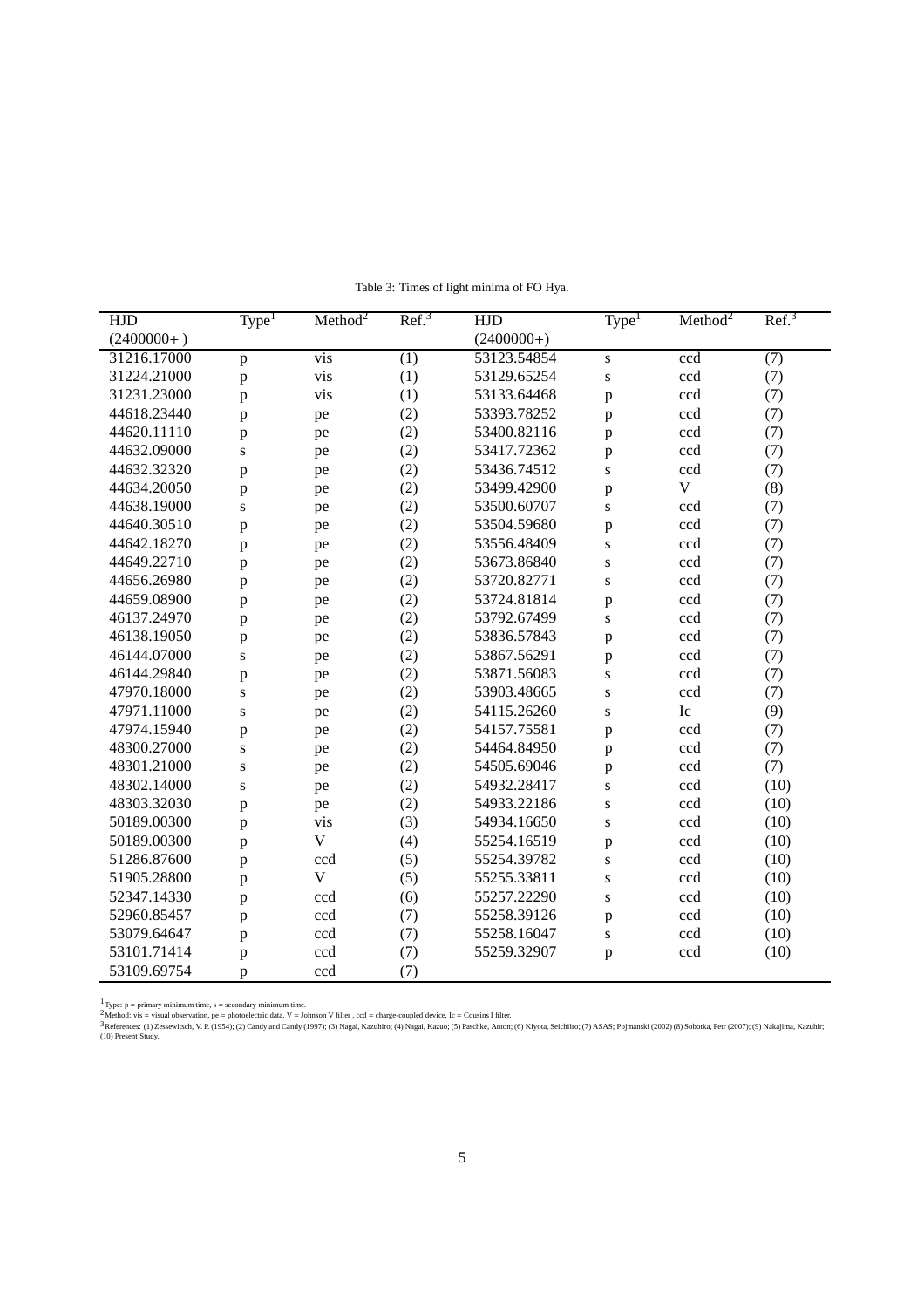Table 3: Times of light minima of FO Hya.

| HJD (2400000+ ) | Type[1] | Method[2] | Ref.[3] | HJD (2400000+) | Type[1] | Method[2] | Ref.[3] |
|---|---|---|---|---|---|---|---|
| 31216.17000 | p | vis | (1) | 53123.54854 | s | ccd | (7) |
| 31224.21000 | p | vis | (1) | 53129.65254 | s | ccd | (7) |
| 31231.23000 | p | vis | (1) | 53133.64468 | p | ccd | (7) |
| 44618.23440 | p | pe | (2) | 53393.78252 | p | ccd | (7) |
| 44620.11110 | p | pe | (2) | 53400.82116 | p | ccd | (7) |
| 44632.09000 | s | pe | (2) | 53417.72362 | p | ccd | (7) |
| 44632.32320 | p | pe | (2) | 53436.74512 | s | ccd | (7) |
| 44634.20050 | p | pe | (2) | 53499.42900 | p | V | (8) |
| 44638.19000 | s | pe | (2) | 53500.60707 | s | ccd | (7) |
| 44640.30510 | p | pe | (2) | 53504.59680 | p | ccd | (7) |
| 44642.18270 | p | pe | (2) | 53556.48409 | s | ccd | (7) |
| 44649.22710 | p | pe | (2) | 53673.86840 | s | ccd | (7) |
| 44656.26980 | p | pe | (2) | 53720.82771 | s | ccd | (7) |
| 44659.08900 | p | pe | (2) | 53724.81814 | p | ccd | (7) |
| 46137.24970 | p | pe | (2) | 53792.67499 | s | ccd | (7) |
| 46138.19050 | p | pe | (2) | 53836.57843 | p | ccd | (7) |
| 46144.07000 | s | pe | (2) | 53867.56291 | p | ccd | (7) |
| 46144.29840 | p | pe | (2) | 53871.56083 | s | ccd | (7) |
| 47970.18000 | s | pe | (2) | 53903.48665 | s | ccd | (7) |
| 47971.11000 | s | pe | (2) | 54115.26260 | s | Ic | (9) |
| 47974.15940 | p | pe | (2) | 54157.75581 | p | ccd | (7) |
| 48300.27000 | s | pe | (2) | 54464.84950 | p | ccd | (7) |
| 48301.21000 | s | pe | (2) | 54505.69046 | p | ccd | (7) |
| 48302.14000 | s | pe | (2) | 54932.28417 | s | ccd | (10) |
| 48303.32030 | p | pe | (2) | 54933.22186 | s | ccd | (10) |
| 50189.00300 | p | vis | (3) | 54934.16650 | s | ccd | (10) |
| 50189.00300 | p | V | (4) | 55254.16519 | p | ccd | (10) |
| 51286.87600 | p | ccd | (5) | 55254.39782 | s | ccd | (10) |
| 51905.28800 | p | V | (5) | 55255.33811 | s | ccd | (10) |
| 52347.14330 | p | ccd | (6) | 55257.22290 | s | ccd | (10) |
| 52960.85457 | p | ccd | (7) | 55258.39126 | p | ccd | (10) |
| 53079.64647 | p | ccd | (7) | 55258.16047 | s | ccd | (10) |
| 53101.71414 | p | ccd | (7) | 55259.32907 | p | ccd | (10) |
| 53109.69754 | p | ccd | (7) | | | | |

[1] Type: p = primary minimum time, s = secondary minimum time.

[2] Method: vis = visual observation, pe = photoelectric data, V = Johnson V filter , ccd = charge-coupled device, Ic = Cousins I filter.

[3] References: (1) Zessewitsch, V. P. (1954); (2) Candy and Candy (1997); (3) Nagai, Kazuhiro; (4) Nagai, Kazuo; (5) Paschke, Anton; (6) Kiyota, Seichiiro; (7) ASAS; Pojmanski (2002) (8) Sobotka, Petr (2007); (9) Nakajima, Kazuhir; (10) Present Study.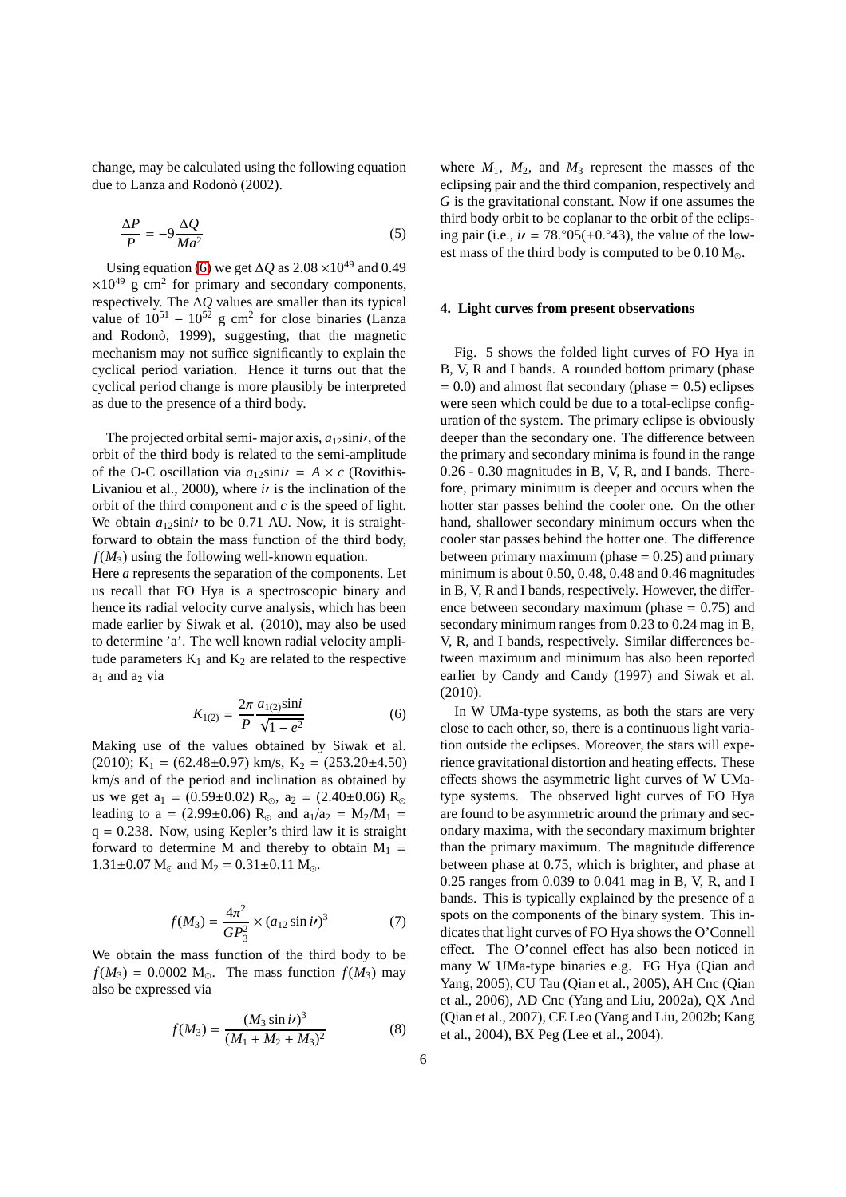change, may be calculated using the following equation due to Lanza and Rodonò (2002).

$$\frac{\Delta P}{P} = -9\frac{\Delta Q}{Ma^2} \tag{5}$$

Using equation (6) we get $\Delta Q$ as $2.08 \times 10^{49}$ and 0.49 $\times 10^{49}$ g cm$^2$ for primary and secondary components, respectively. The $\Delta Q$ values are smaller than its typical value of $10^{51}$ – $10^{52}$ g cm$^2$ for close binaries (Lanza and Rodonò, 1999), suggesting, that the magnetic mechanism may not suffice significantly to explain the cyclical period variation. Hence it turns out that the cyclical period change is more plausibly be interpreted as due to the presence of a third body.

The projected orbital semi- major axis, $a_{12}\sin i\prime$, of the orbit of the third body is related to the semi-amplitude of the O-C oscillation via $a_{12}\sin i\prime = A \times c$ (Rovithis-Livaniou et al., 2000), where $i\prime$ is the inclination of the orbit of the third component and $c$ is the speed of light. We obtain $a_{12}\sin i\prime$ to be 0.71 AU. Now, it is straightforward to obtain the mass function of the third body, $f(M_3)$ using the following well-known equation.
Here $a$ represents the separation of the components. Let us recall that FO Hya is a spectroscopic binary and hence its radial velocity curve analysis, which has been made earlier by Siwak et al. (2010), may also be used to determine 'a'. The well known radial velocity amplitude parameters $K_1$ and $K_2$ are related to the respective $a_1$ and $a_2$ via

$$K_{1(2)} = \frac{2\pi}{P}\frac{a_{1(2)}\sin i}{\sqrt{1-e^2}} \tag{6}$$

Making use of the values obtained by Siwak et al. (2010); $K_1 = (62.48\pm0.97)$ km/s, $K_2 = (253.20\pm4.50)$ km/s and of the period and inclination as obtained by us we get $a_1 = (0.59\pm0.02)\ R_\odot$, $a_2 = (2.40\pm0.06)\ R_\odot$ leading to $a = (2.99\pm0.06)\ R_\odot$ and $a_1/a_2 = M_2/M_1 = q = 0.238$. Now, using Kepler's third law it is straight forward to determine M and thereby to obtain $M_1 = 1.31\pm0.07\ M_\odot$ and $M_2 = 0.31\pm0.11\ M_\odot$.

$$f(M_3) = \frac{4\pi^2}{GP_3^2} \times (a_{12}\sin i\prime)^3 \tag{7}$$

We obtain the mass function of the third body to be $f(M_3) = 0.0002\ M_\odot$. The mass function $f(M_3)$ may also be expressed via

$$f(M_3) = \frac{(M_3 \sin i\prime)^3}{(M_1 + M_2 + M_3)^2} \tag{8}$$

where $M_1$, $M_2$, and $M_3$ represent the masses of the eclipsing pair and the third companion, respectively and $G$ is the gravitational constant. Now if one assumes the third body orbit to be coplanar to the orbit of the eclipsing pair (i.e., $i\prime = 78.^\circ05(\pm0.^\circ43)$, the value of the lowest mass of the third body is computed to be 0.10 $M_\odot$.

## 4. Light curves from present observations

Fig. 5 shows the folded light curves of FO Hya in B, V, R and I bands. A rounded bottom primary (phase = 0.0) and almost flat secondary (phase = 0.5) eclipses were seen which could be due to a total-eclipse configuration of the system. The primary eclipse is obviously deeper than the secondary one. The difference between the primary and secondary minima is found in the range 0.26 - 0.30 magnitudes in B, V, R, and I bands. Therefore, primary minimum is deeper and occurs when the hotter star passes behind the cooler one. On the other hand, shallower secondary minimum occurs when the cooler star passes behind the hotter one. The difference between primary maximum (phase = 0.25) and primary minimum is about 0.50, 0.48, 0.48 and 0.46 magnitudes in B, V, R and I bands, respectively. However, the difference between secondary maximum (phase = 0.75) and secondary minimum ranges from 0.23 to 0.24 mag in B, V, R, and I bands, respectively. Similar differences between maximum and minimum has also been reported earlier by Candy and Candy (1997) and Siwak et al. (2010).

In W UMa-type systems, as both the stars are very close to each other, so, there is a continuous light variation outside the eclipses. Moreover, the stars will experience gravitational distortion and heating effects. These effects shows the asymmetric light curves of W UMa-type systems. The observed light curves of FO Hya are found to be asymmetric around the primary and secondary maxima, with the secondary maximum brighter than the primary maximum. The magnitude difference between phase at 0.75, which is brighter, and phase at 0.25 ranges from 0.039 to 0.041 mag in B, V, R, and I bands. This is typically explained by the presence of a spots on the components of the binary system. This indicates that light curves of FO Hya shows the O'Connell effect. The O'connel effect has also been noticed in many W UMa-type binaries e.g. FG Hya (Qian and Yang, 2005), CU Tau (Qian et al., 2005), AH Cnc (Qian et al., 2006), AD Cnc (Yang and Liu, 2002a), QX And (Qian et al., 2007), CE Leo (Yang and Liu, 2002b; Kang et al., 2004), BX Peg (Lee et al., 2004).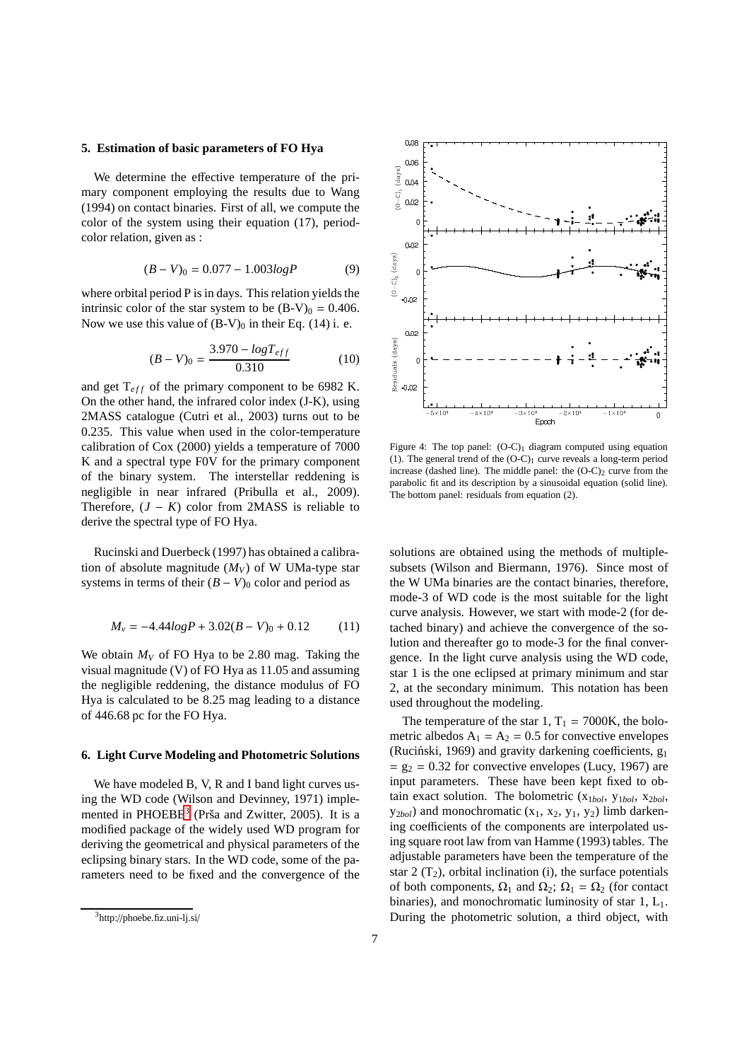## 5. Estimation of basic parameters of FO Hya

We determine the effective temperature of the primary component employing the results due to Wang (1994) on contact binaries. First of all, we compute the color of the system using their equation (17), period-color relation, given as :

$$(B - V)_0 = 0.077 - 1.003 log P \tag{9}$$

where orbital period P is in days. This relation yields the intrinsic color of the star system to be $(B\text{-}V)_0 = 0.406$. Now we use this value of $(B\text{-}V)_0$ in their Eq. (14) i. e.

$$(B - V)_0 = \frac{3.970 - logT_{eff}}{0.310} \tag{10}$$

and get $T_{eff}$ of the primary component to be 6982 K. On the other hand, the infrared color index (J-K), using 2MASS catalogue (Cutri et al., 2003) turns out to be 0.235. This value when used in the color-temperature calibration of Cox (2000) yields a temperature of 7000 K and a spectral type F0V for the primary component of the binary system. The interstellar reddening is negligible in near infrared (Pribulla et al., 2009). Therefore, $(J - K)$ color from 2MASS is reliable to derive the spectral type of FO Hya.

Rucinski and Duerbeck (1997) has obtained a calibration of absolute magnitude ($M_V$) of W UMa-type star systems in terms of their $(B - V)_0$ color and period as

$$M_v = -4.44 log P + 3.02(B - V)_0 + 0.12 \tag{11}$$

We obtain $M_V$ of FO Hya to be 2.80 mag. Taking the visual magnitude (V) of FO Hya as 11.05 and assuming the negligible reddening, the distance modulus of FO Hya is calculated to be 8.25 mag leading to a distance of 446.68 pc for the FO Hya.

## 6. Light Curve Modeling and Photometric Solutions

We have modeled B, V, R and I band light curves using the WD code (Wilson and Devinney, 1971) implemented in PHOEBE[3] (Prša and Zwitter, 2005). It is a modified package of the widely used WD program for deriving the geometrical and physical parameters of the eclipsing binary stars. In the WD code, some of the parameters need to be fixed and the convergence of the

[3] http://phoebe.fiz.uni-lj.si/

Figure 4: The top panel: $(O\text{-}C)_1$ diagram computed using equation (1). The general trend of the $(O\text{-}C)_1$ curve reveals a long-term period increase (dashed line). The middle panel: the $(O\text{-}C)_2$ curve from the parabolic fit and its description by a sinusoidal equation (solid line). The bottom panel: residuals from equation (2).

solutions are obtained using the methods of multiple-subsets (Wilson and Biermann, 1976). Since most of the W UMa binaries are the contact binaries, therefore, mode-3 of WD code is the most suitable for the light curve analysis. However, we start with mode-2 (for detached binary) and achieve the convergence of the solution and thereafter go to mode-3 for the final convergence. In the light curve analysis using the WD code, star 1 is the one eclipsed at primary minimum and star 2, at the secondary minimum. This notation has been used throughout the modeling.

The temperature of the star 1, $T_1$ = 7000K, the bolometric albedos $A_1 = A_2 = 0.5$ for convective envelopes (Ruciński, 1969) and gravity darkening coefficients, $g_1 = g_2 = 0.32$ for convective envelopes (Lucy, 1967) are input parameters. These have been kept fixed to obtain exact solution. The bolometric ($x_{1bol}$, $y_{1bol}$, $x_{2bol}$, $y_{2bol}$) and monochromatic ($x_1$, $x_2$, $y_1$, $y_2$) limb darkening coefficients of the components are interpolated using square root law from van Hamme (1993) tables. The adjustable parameters have been the temperature of the star 2 ($T_2$), orbital inclination (i), the surface potentials of both components, $\Omega_1$ and $\Omega_2$; $\Omega_1 = \Omega_2$ (for contact binaries), and monochromatic luminosity of star 1, $L_1$. During the photometric solution, a third object, with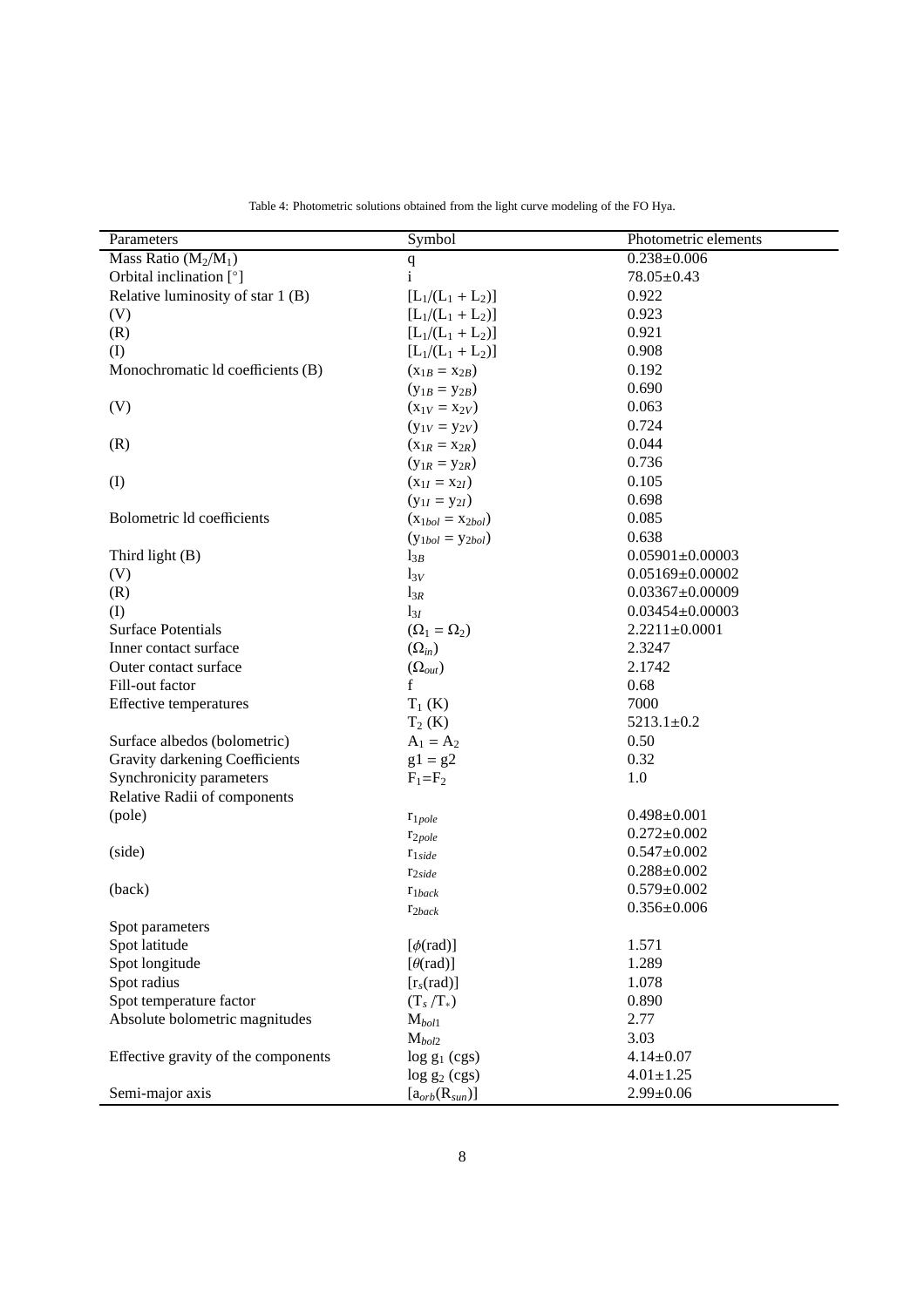Table 4: Photometric solutions obtained from the light curve modeling of the FO Hya.

| Parameters | Symbol | Photometric elements |
| --- | --- | --- |
| Mass Ratio ($M_2/M_1$) | q | $0.238 \pm 0.006$ |
| Orbital inclination [°] | i | $78.05 \pm 0.43$ |
| Relative luminosity of star 1 (B) | $[L_1/(L_1+L_2)]$ | 0.922 |
| (V) | $[L_1/(L_1+L_2)]$ | 0.923 |
| (R) | $[L_1/(L_1+L_2)]$ | 0.921 |
| (I) | $[L_1/(L_1+L_2)]$ | 0.908 |
| Monochromatic ld coefficients (B) | $(x_{1B} = x_{2B})$ | 0.192 |
| | $(y_{1B} = y_{2B})$ | 0.690 |
| (V) | $(x_{1V} = x_{2V})$ | 0.063 |
| | $(y_{1V} = y_{2V})$ | 0.724 |
| (R) | $(x_{1R} = x_{2R})$ | 0.044 |
| | $(y_{1R} = y_{2R})$ | 0.736 |
| (I) | $(x_{1I} = x_{2I})$ | 0.105 |
| | $(y_{1I} = y_{2I})$ | 0.698 |
| Bolometric ld coefficients | $(x_{1bol} = x_{2bol})$ | 0.085 |
| | $(y_{1bol} = y_{2bol})$ | 0.638 |
| Third light (B) | $l_{3B}$ | $0.05901 \pm 0.00003$ |
| (V) | $l_{3V}$ | $0.05169 \pm 0.00002$ |
| (R) | $l_{3R}$ | $0.03367 \pm 0.00009$ |
| (I) | $l_{3I}$ | $0.03454 \pm 0.00003$ |
| Surface Potentials | $(\Omega_1 = \Omega_2)$ | $2.2211 \pm 0.0001$ |
| Inner contact surface | $(\Omega_{in})$ | 2.3247 |
| Outer contact surface | $(\Omega_{out})$ | 2.1742 |
| Fill-out factor | f | 0.68 |
| Effective temperatures | $T_1$ (K) | 7000 |
| | $T_2$ (K) | $5213.1 \pm 0.2$ |
| Surface albedos (bolometric) | $A_1 = A_2$ | 0.50 |
| Gravity darkening Coefficients | $g1 = g2$ | 0.32 |
| Synchronicity parameters | $F_1 = F_2$ | 1.0 |
| Relative Radii of components | | |
| (pole) | $r_{1pole}$ | $0.498 \pm 0.001$ |
| | $r_{2pole}$ | $0.272 \pm 0.002$ |
| (side) | $r_{1side}$ | $0.547 \pm 0.002$ |
| | $r_{2side}$ | $0.288 \pm 0.002$ |
| (back) | $r_{1back}$ | $0.579 \pm 0.002$ |
| | $r_{2back}$ | $0.356 \pm 0.006$ |
| Spot parameters | | |
| Spot latitude | $[\phi(\mathrm{rad})]$ | 1.571 |
| Spot longitude | $[\theta(\mathrm{rad})]$ | 1.289 |
| Spot radius | $[r_s(\mathrm{rad})]$ | 1.078 |
| Spot temperature factor | $(T_s/T_*)$ | 0.890 |
| Absolute bolometric magnitudes | $M_{bol1}$ | 2.77 |
| | $M_{bol2}$ | 3.03 |
| Effective gravity of the components | $\log g_1$ (cgs) | $4.14 \pm 0.07$ |
| | $\log g_2$ (cgs) | $4.01 \pm 1.25$ |
| Semi-major axis | $[a_{orb}(R_{sun})]$ | $2.99 \pm 0.06$ |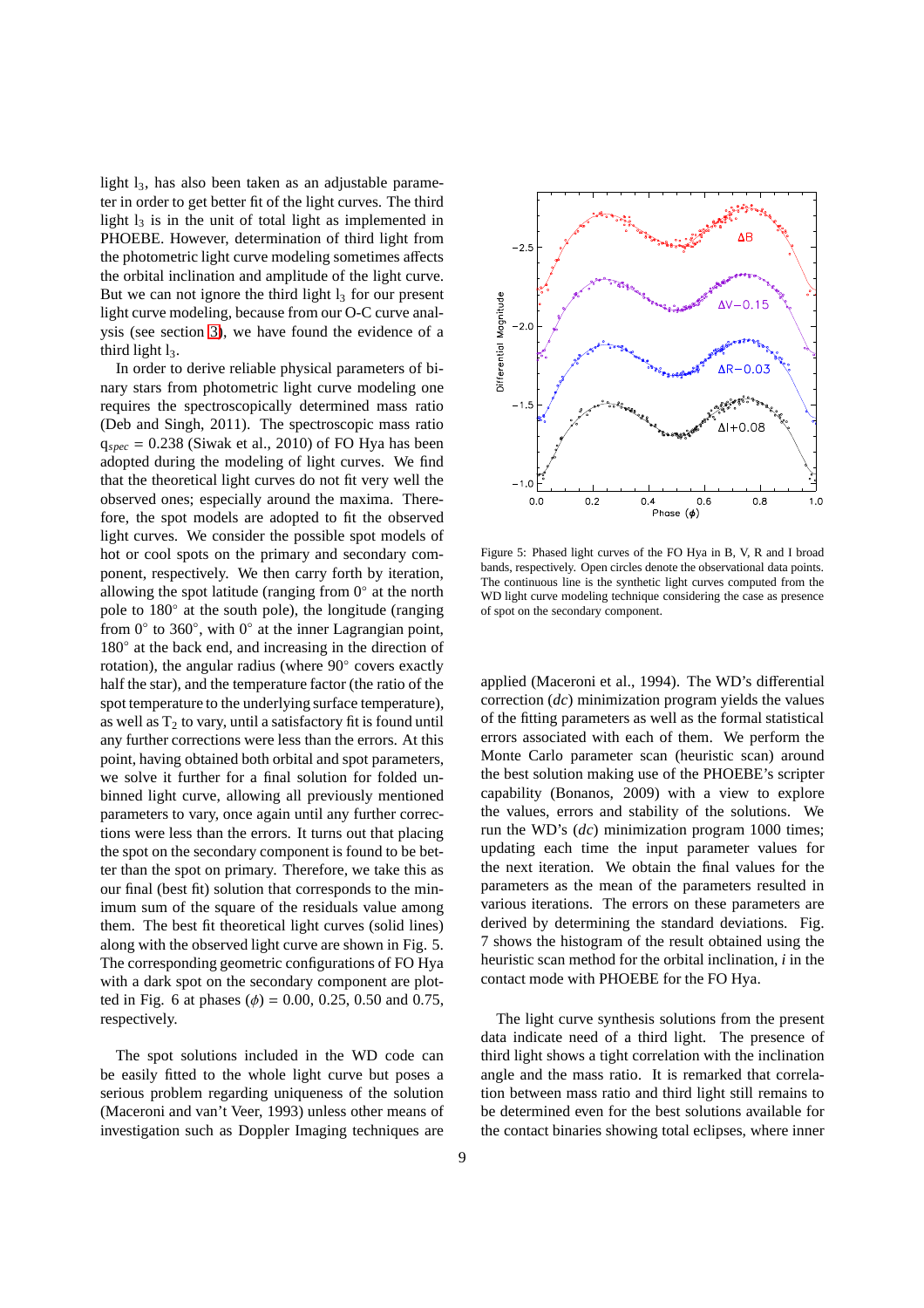light $l_3$, has also been taken as an adjustable parameter in order to get better fit of the light curves. The third light $l_3$ is in the unit of total light as implemented in PHOEBE. However, determination of third light from the photometric light curve modeling sometimes affects the orbital inclination and amplitude of the light curve. But we can not ignore the third light $l_3$ for our present light curve modeling, because from our O-C curve analysis (see section 3), we have found the evidence of a third light $l_3$.

In order to derive reliable physical parameters of binary stars from photometric light curve modeling one requires the spectroscopically determined mass ratio (Deb and Singh, 2011). The spectroscopic mass ratio $q_{spec}$ = 0.238 (Siwak et al., 2010) of FO Hya has been adopted during the modeling of light curves. We find that the theoretical light curves do not fit very well the observed ones; especially around the maxima. Therefore, the spot models are adopted to fit the observed light curves. We consider the possible spot models of hot or cool spots on the primary and secondary component, respectively. We then carry forth by iteration, allowing the spot latitude (ranging from 0° at the north pole to 180° at the south pole), the longitude (ranging from 0° to 360°, with 0° at the inner Lagrangian point, 180° at the back end, and increasing in the direction of rotation), the angular radius (where 90° covers exactly half the star), and the temperature factor (the ratio of the spot temperature to the underlying surface temperature), as well as $T_2$ to vary, until a satisfactory fit is found until any further corrections were less than the errors. At this point, having obtained both orbital and spot parameters, we solve it further for a final solution for folded unbinned light curve, allowing all previously mentioned parameters to vary, once again until any further corrections were less than the errors. It turns out that placing the spot on the secondary component is found to be better than the spot on primary. Therefore, we take this as our final (best fit) solution that corresponds to the minimum sum of the square of the residuals value among them. The best fit theoretical light curves (solid lines) along with the observed light curve are shown in Fig. 5. The corresponding geometric configurations of FO Hya with a dark spot on the secondary component are plotted in Fig. 6 at phases ($\phi$) = 0.00, 0.25, 0.50 and 0.75, respectively.

Figure 5: Phased light curves of the FO Hya in B, V, R and I broad bands, respectively. Open circles denote the observational data points. The continuous line is the synthetic light curves computed from the WD light curve modeling technique considering the case as presence of spot on the secondary component.

The spot solutions included in the WD code can be easily fitted to the whole light curve but poses a serious problem regarding uniqueness of the solution (Maceroni and van't Veer, 1993) unless other means of investigation such as Doppler Imaging techniques are applied (Maceroni et al., 1994). The WD's differential correction (*dc*) minimization program yields the values of the fitting parameters as well as the formal statistical errors associated with each of them. We perform the Monte Carlo parameter scan (heuristic scan) around the best solution making use of the PHOEBE's scripter capability (Bonanos, 2009) with a view to explore the values, errors and stability of the solutions. We run the WD's (*dc*) minimization program 1000 times; updating each time the input parameter values for the next iteration. We obtain the final values for the parameters as the mean of the parameters resulted in various iterations. The errors on these parameters are derived by determining the standard deviations. Fig. 7 shows the histogram of the result obtained using the heuristic scan method for the orbital inclination, $i$ in the contact mode with PHOEBE for the FO Hya.

The light curve synthesis solutions from the present data indicate need of a third light. The presence of third light shows a tight correlation with the inclination angle and the mass ratio. It is remarked that correlation between mass ratio and third light still remains to be determined even for the best solutions available for the contact binaries showing total eclipses, where inner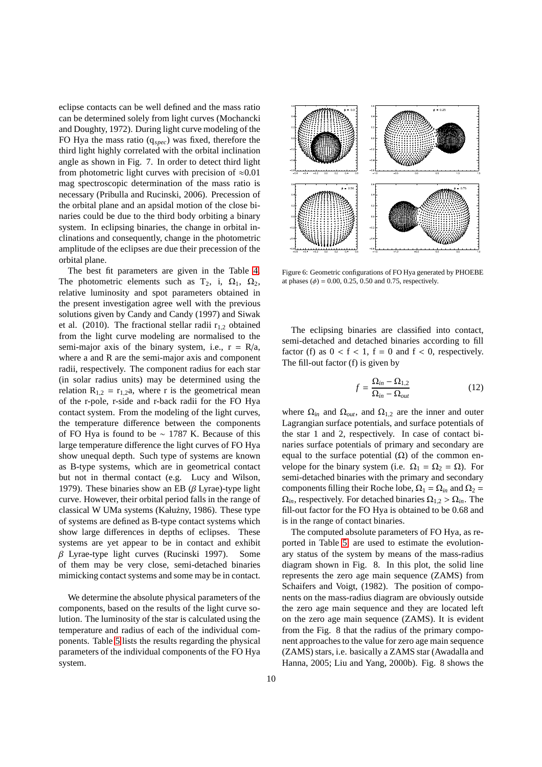eclipse contacts can be well defined and the mass ratio can be determined solely from light curves (Mochancki and Doughty, 1972). During light curve modeling of the FO Hya the mass ratio ($q_{spec}$) was fixed, therefore the third light highly correlated with the orbital inclination angle as shown in Fig. 7. In order to detect third light from photometric light curves with precision of $\approx$0.01 mag spectroscopic determination of the mass ratio is necessary (Pribulla and Rucinski, 2006). Precession of the orbital plane and an apsidal motion of the close binaries could be due to the third body orbiting a binary system. In eclipsing binaries, the change in orbital inclinations and consequently, change in the photometric amplitude of the eclipses are due their precession of the orbital plane.

The best fit parameters are given in the Table 4. The photometric elements such as $T_2$, i, $\Omega_1$, $\Omega_2$, relative luminosity and spot parameters obtained in the present investigation agree well with the previous solutions given by Candy and Candy (1997) and Siwak et al. (2010). The fractional stellar radii $r_{1,2}$ obtained from the light curve modeling are normalised to the semi-major axis of the binary system, i.e., r = R/a, where a and R are the semi-major axis and component radii, respectively. The component radius for each star (in solar radius units) may be determined using the relation $R_{1,2} = r_{1,2}a$, where r is the geometrical mean of the r-pole, r-side and r-back radii for the FO Hya contact system. From the modeling of the light curves, the temperature difference between the components of FO Hya is found to be $\sim$ 1787 K. Because of this large temperature difference the light curves of FO Hya show unequal depth. Such type of systems are known as B-type systems, which are in geometrical contact but not in thermal contact (e.g. Lucy and Wilson, 1979). These binaries show an EB ($\beta$ Lyrae)-type light curve. However, their orbital period falls in the range of classical W UMa systems (Kałużny, 1986). These type of systems are defined as B-type contact systems which show large differences in depths of eclipses. These systems are yet appear to be in contact and exhibit $\beta$ Lyrae-type light curves (Rucinski 1997). Some of them may be very close, semi-detached binaries mimicking contact systems and some may be in contact.

We determine the absolute physical parameters of the components, based on the results of the light curve solution. The luminosity of the star is calculated using the temperature and radius of each of the individual components. Table 5 lists the results regarding the physical parameters of the individual components of the FO Hya system.

Figure 6: Geometric configurations of FO Hya generated by PHOEBE at phases ($\phi$) = 0.00, 0.25, 0.50 and 0.75, respectively.

The eclipsing binaries are classified into contact, semi-detached and detached binaries according to fill factor (f) as $0 < f < 1$, $f = 0$ and $f < 0$, respectively. The fill-out factor (f) is given by

$$f = \frac{\Omega_{in} - \Omega_{1,2}}{\Omega_{in} - \Omega_{out}} \tag{12}$$

where $\Omega_{in}$ and $\Omega_{out}$, and $\Omega_{1,2}$ are the inner and outer Lagrangian surface potentials, and surface potentials of the star 1 and 2, respectively. In case of contact binaries surface potentials of primary and secondary are equal to the surface potential ($\Omega$) of the common envelope for the binary system (i.e. $\Omega_1 = \Omega_2 = \Omega$). For semi-detached binaries with the primary and secondary components filling their Roche lobe, $\Omega_1 = \Omega_{in}$ and $\Omega_2 = \Omega_{in}$, respectively. For detached binaries $\Omega_{1,2} > \Omega_{in}$. The fill-out factor for the FO Hya is obtained to be 0.68 and is in the range of contact binaries.

The computed absolute parameters of FO Hya, as reported in Table 5, are used to estimate the evolutionary status of the system by means of the mass-radius diagram shown in Fig. 8. In this plot, the solid line represents the zero age main sequence (ZAMS) from Schaifers and Voigt, (1982). The position of components on the mass-radius diagram are obviously outside the zero age main sequence and they are located left on the zero age main sequence (ZAMS). It is evident from the Fig. 8 that the radius of the primary component approaches to the value for zero age main sequence (ZAMS) stars, i.e. basically a ZAMS star (Awadalla and Hanna, 2005; Liu and Yang, 2000b). Fig. 8 shows the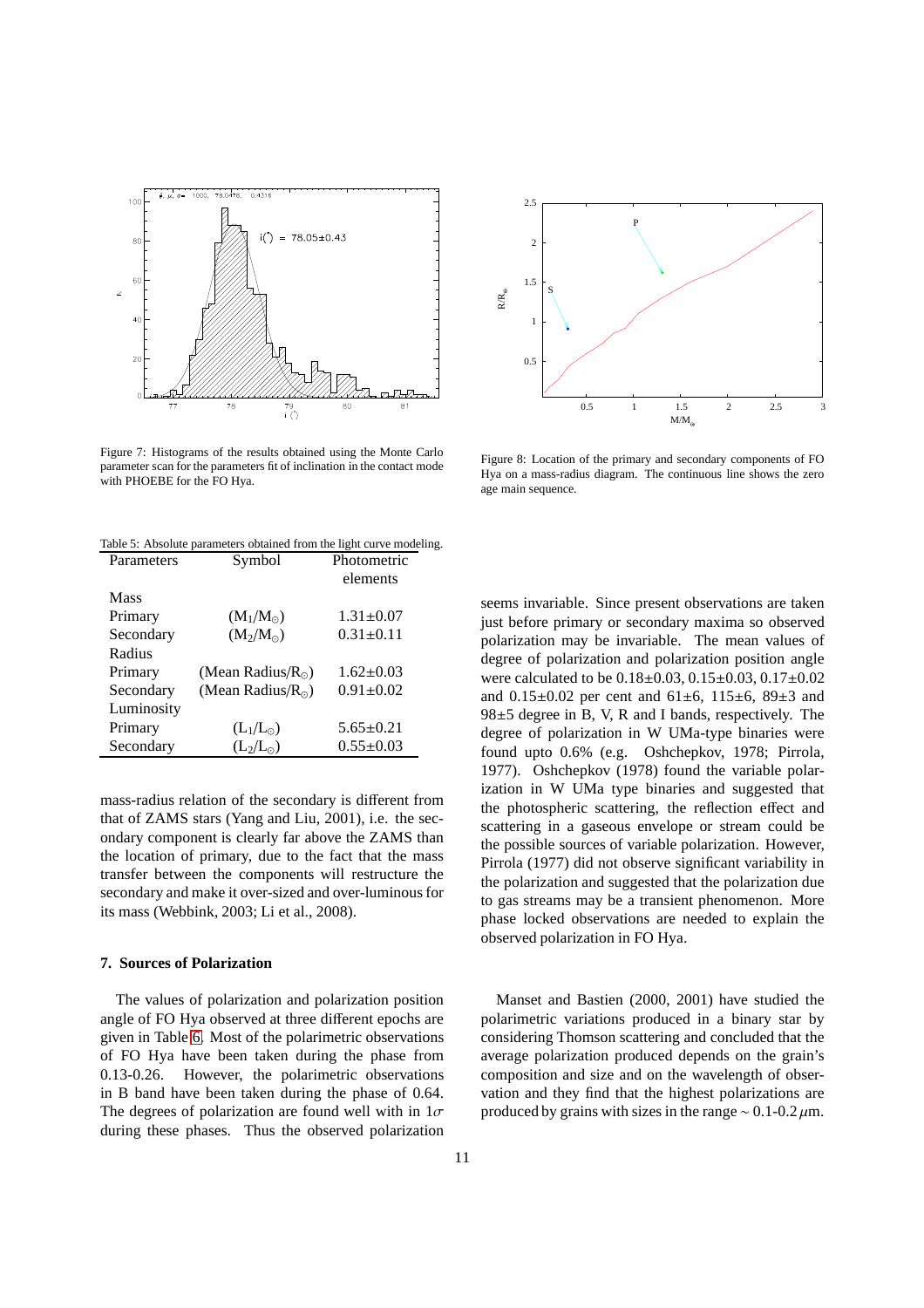Figure 7: Histograms of the results obtained using the Monte Carlo parameter scan for the parameters fit of inclination in the contact mode with PHOEBE for the FO Hya.

Figure 8: Location of the primary and secondary components of FO Hya on a mass-radius diagram. The continuous line shows the zero age main sequence.

Table 5: Absolute parameters obtained from the light curve modeling.

| Parameters | Symbol | Photometric elements |
|---|---|---|
| Mass | | |
| Primary | $(M_1/M_\odot)$ | 1.31±0.07 |
| Secondary | $(M_2/M_\odot)$ | 0.31±0.11 |
| Radius | | |
| Primary | (Mean Radius/$R_\odot$) | 1.62±0.03 |
| Secondary | (Mean Radius/$R_\odot$) | 0.91±0.02 |
| Luminosity | | |
| Primary | $(L_1/L_\odot)$ | 5.65±0.21 |
| Secondary | $(L_2/L_\odot)$ | 0.55±0.03 |

mass-radius relation of the secondary is different from that of ZAMS stars (Yang and Liu, 2001), i.e. the secondary component is clearly far above the ZAMS than the location of primary, due to the fact that the mass transfer between the components will restructure the secondary and make it over-sized and over-luminous for its mass (Webbink, 2003; Li et al., 2008).

## 7. Sources of Polarization

The values of polarization and polarization position angle of FO Hya observed at three different epochs are given in Table 6. Most of the polarimetric observations of FO Hya have been taken during the phase from 0.13-0.26. However, the polarimetric observations in B band have been taken during the phase of 0.64. The degrees of polarization are found well with in $1\sigma$ during these phases. Thus the observed polarization seems invariable. Since present observations are taken just before primary or secondary maxima so observed polarization may be invariable. The mean values of degree of polarization and polarization position angle were calculated to be 0.18±0.03, 0.15±0.03, 0.17±0.02 and 0.15±0.02 per cent and 61±6, 115±6, 89±3 and 98±5 degree in B, V, R and I bands, respectively. The degree of polarization in W UMa-type binaries were found upto 0.6% (e.g. Oshchepkov, 1978; Pirrola, 1977). Oshchepkov (1978) found the variable polarization in W UMa type binaries and suggested that the photospheric scattering, the reflection effect and scattering in a gaseous envelope or stream could be the possible sources of variable polarization. However, Pirrola (1977) did not observe significant variability in the polarization and suggested that the polarization due to gas streams may be a transient phenomenon. More phase locked observations are needed to explain the observed polarization in FO Hya.

Manset and Bastien (2000, 2001) have studied the polarimetric variations produced in a binary star by considering Thomson scattering and concluded that the average polarization produced depends on the grain's composition and size and on the wavelength of observation and they find that the highest polarizations are produced by grains with sizes in the range ~ 0.1-0.2 $\mu$m.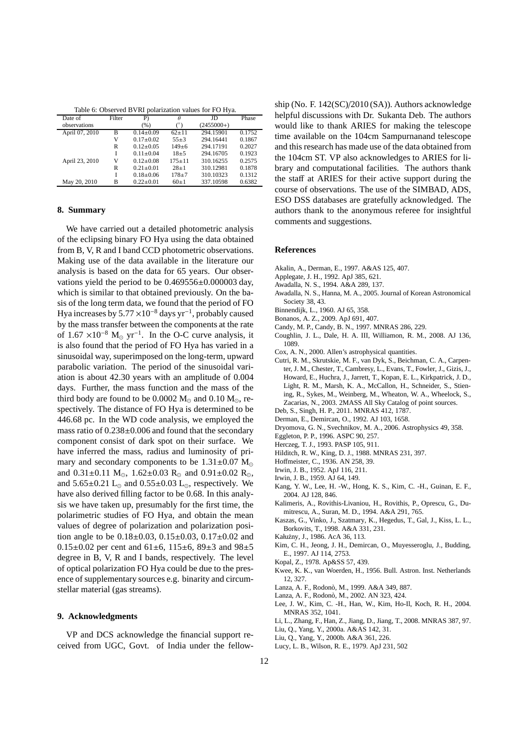Table 6: Observed BVRI polarization values for FO Hya.

| Date of observations | Filter | P) (%) | $\theta$ (°) | JD (2455000+) | Phase |
|---|---|---|---|---|---|
| April 07, 2010 | B | 0.14±0.09 | 62±11 | 294.15901 | 0.1752 |
| | V | 0.17±0.02 | 55±3 | 294.16441 | 0.1867 |
| | R | 0.12±0.05 | 149±6 | 294.17191 | 0.2027 |
| | I | 0.11±0.04 | 18±5 | 294.16705 | 0.1923 |
| April 23, 2010 | V | 0.12±0.08 | 175±11 | 310.16255 | 0.2575 |
| | R | 0.21±0.01 | 28±1 | 310.12981 | 0.1878 |
| | I | 0.18±0.06 | 178±7 | 310.10323 | 0.1312 |
| May 20, 2010 | B | 0.22±0.01 | 60±1 | 337.10598 | 0.6382 |

## 8. Summary

We have carried out a detailed photometric analysis of the eclipsing binary FO Hya using the data obtained from B, V, R and I band CCD photometric observations. Making use of the data available in the literature our analysis is based on the data for 65 years. Our observations yield the period to be 0.469556±0.000003 day, which is similar to that obtained previously. On the basis of the long term data, we found that the period of FO Hya increases by $5.77 \times 10^{-8}$ days yr$^{-1}$, probably caused by the mass transfer between the components at the rate of $1.67 \times 10^{-8}$ M$_\odot$ yr$^{-1}$. In the O-C curve analysis, it is also found that the period of FO Hya has varied in a sinusoidal way, superimposed on the long-term, upward parabolic variation. The period of the sinusoidal variation is about 42.30 years with an amplitude of 0.004 days. Further, the mass function and the mass of the third body are found to be 0.0002 M$_\odot$ and 0.10 M$_\odot$, respectively. The distance of FO Hya is determined to be 446.68 pc. In the WD code analysis, we employed the mass ratio of 0.238±0.006 and found that the secondary component consist of dark spot on their surface. We have inferred the mass, radius and luminosity of primary and secondary components to be 1.31±0.07 M$_\odot$ and 0.31±0.11 M$_\odot$, 1.62±0.03 R$_\odot$ and 0.91±0.02 R$_\odot$, and 5.65±0.21 L$_\odot$ and 0.55±0.03 L$_\odot$, respectively. We have also derived filling factor to be 0.68. In this analysis we have taken up, presumably for the first time, the polarimetric studies of FO Hya, and obtain the mean values of degree of polarization and polarization position angle to be 0.18±0.03, 0.15±0.03, 0.17±0.02 and 0.15±0.02 per cent and 61±6, 115±6, 89±3 and 98±5 degree in B, V, R and I bands, respectively. The level of optical polarization FO Hya could be due to the presence of supplementary sources e.g. binarity and circumstellar material (gas streams).

## 9. Acknowledgments

VP and DCS acknowledge the financial support received from UGC, Govt. of India under the fellowship (No. F. 142(SC)/2010 (SA)). Authors acknowledge helpful discussions with Dr. Sukanta Deb. The authors would like to thank ARIES for making the telescope time available on the 104cm Sampurnanand telescope and this research has made use of the data obtained from the 104cm ST. VP also acknowledges to ARIES for library and computational facilities. The authors thank the staff at ARIES for their active support during the course of observations. The use of the SIMBAD, ADS, ESO DSS databases are gratefully acknowledged. The authors thank to the anonymous referee for insightful comments and suggestions.

## References

Akalin, A., Derman, E., 1997. A&AS 125, 407.

Applegate, J. H., 1992. ApJ 385, 621.

Awadalla, N. S., 1994. A&A 289, 137.

Awadalla, N. S., Hanna, M. A., 2005. Journal of Korean Astronomical Society 38, 43.

Binnendijk, L., 1960. AJ 65, 358.

Bonanos, A. Z., 2009. ApJ 691, 407.

Candy, M. P., Candy, B. N., 1997. MNRAS 286, 229.

Coughlin, J. L., Dale, H. A. III, Williamon, R. M., 2008. AJ 136, 1089.

Cox, A. N., 2000. Allen's astrophysical quantities.

Cutri, R. M., Skrutskie, M. F., van Dyk, S., Beichman, C. A., Carpenter, J. M., Chester, T., Cambresy, L., Evans, T., Fowler, J., Gizis, J., Howard, E., Huchra, J., Jarrett, T., Kopan, E. L., Kirkpatrick, J. D., Light, R. M., Marsh, K. A., McCallon, H., Schneider, S., Stiening, R., Sykes, M., Weinberg, M., Wheaton, W. A., Wheelock, S., Zacarias, N., 2003. 2MASS All Sky Catalog of point sources.

Deb, S., Singh, H. P., 2011. MNRAS 412, 1787.

Derman, E., Demircan, O., 1992. AJ 103, 1658.

Dryomova, G. N., Svechnikov, M. A., 2006. Astrophysics 49, 358.

Eggleton, P. P., 1996. ASPC 90, 257.

Herczeg, T. J., 1993. PASP 105, 911.

Hilditch, R. W., King, D. J., 1988. MNRAS 231, 397.

Hoffmeister, C., 1936. AN 258, 39.

Irwin, J. B., 1952. ApJ 116, 211.

Irwin, J. B., 1959. AJ 64, 149.

Kang, Y. W., Lee, H. -W., Hong, K. S., Kim, C. -H., Guinan, E. F., 2004. AJ 128, 846.

Kalimeris, A., Rovithis-Livaniou, H., Rovithis, P., Oprescu, G., Dumitrescu, A., Suran, M. D., 1994. A&A 291, 765.

Kaszas, G., Vinko, J., Szatmary, K., Hegedus, T., Gal, J., Kiss, L. L., Borkovits, T., 1998. A&A 331, 231.

Kałużny, J., 1986. AcA 36, 113.

Kim, C. H., Jeong, J. H., Demircan, O., Muyesseroglu, J., Budding, E., 1997. AJ 114, 2753.

Kopal, Z., 1978. Ap&SS 57, 439.

Kwee, K. K., van Woerden, H., 1956. Bull. Astron. Inst. Netherlands 12, 327.

Lanza, A. F., Rodonò, M., 1999. A&A 349, 887.

Lanza, A. F., Rodonò, M., 2002. AN 323, 424.

Lee, J. W., Kim, C. -H., Han, W., Kim, Ho-Il, Koch, R. H., 2004. MNRAS 352, 1041.

Li, L., Zhang, F., Han, Z., Jiang, D., Jiang, T., 2008. MNRAS 387, 97.

Liu, Q., Yang, Y., 2000a. A&AS 142, 31.

Liu, Q., Yang, Y., 2000b. A&A 361, 226.

Lucy, L. B., Wilson, R. E., 1979. ApJ 231, 502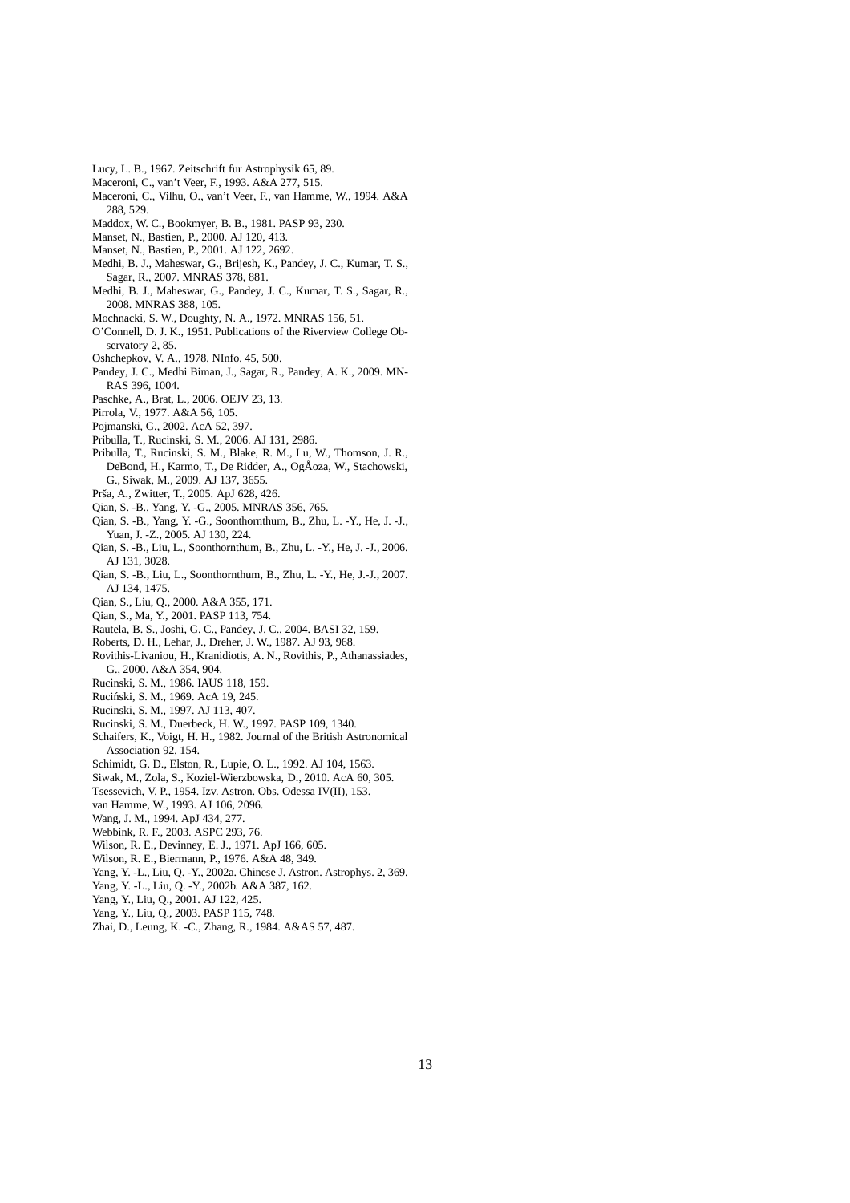Lucy, L. B., 1967. Zeitschrift fur Astrophysik 65, 89.

Maceroni, C., van't Veer, F., 1993. A&A 277, 515.

Maceroni, C., Vilhu, O., van't Veer, F., van Hamme, W., 1994. A&A 288, 529.

Maddox, W. C., Bookmyer, B. B., 1981. PASP 93, 230.

Manset, N., Bastien, P., 2000. AJ 120, 413.

Manset, N., Bastien, P., 2001. AJ 122, 2692.

Medhi, B. J., Maheswar, G., Brijesh, K., Pandey, J. C., Kumar, T. S., Sagar, R., 2007. MNRAS 378, 881.

Medhi, B. J., Maheswar, G., Pandey, J. C., Kumar, T. S., Sagar, R., 2008. MNRAS 388, 105.

Mochnacki, S. W., Doughty, N. A., 1972. MNRAS 156, 51.

O'Connell, D. J. K., 1951. Publications of the Riverview College Observatory 2, 85.

Oshchepkov, V. A., 1978. NInfo. 45, 500.

Pandey, J. C., Medhi Biman, J., Sagar, R., Pandey, A. K., 2009. MNRAS 396, 1004.

Paschke, A., Brat, L., 2006. OEJV 23, 13.

Pirrola, V., 1977. A&A 56, 105.

Pojmanski, G., 2002. AcA 52, 397.

Pribulla, T., Rucinski, S. M., 2006. AJ 131, 2986.

Pribulla, T., Rucinski, S. M., Blake, R. M., Lu, W., Thomson, J. R., DeBond, H., Karmo, T., De Ridder, A., OgÅoza, W., Stachowski, G., Siwak, M., 2009. AJ 137, 3655.

Prša, A., Zwitter, T., 2005. ApJ 628, 426.

Qian, S. -B., Yang, Y. -G., 2005. MNRAS 356, 765.

Qian, S. -B., Yang, Y. -G., Soonthornthum, B., Zhu, L. -Y., He, J. -J., Yuan, J. -Z., 2005. AJ 130, 224.

Qian, S. -B., Liu, L., Soonthornthum, B., Zhu, L. -Y., He, J. -J., 2006. AJ 131, 3028.

Qian, S. -B., Liu, L., Soonthornthum, B., Zhu, L. -Y., He, J.-J., 2007. AJ 134, 1475.

Qian, S., Liu, Q., 2000. A&A 355, 171.

Qian, S., Ma, Y., 2001. PASP 113, 754.

Rautela, B. S., Joshi, G. C., Pandey, J. C., 2004. BASI 32, 159.

Roberts, D. H., Lehar, J., Dreher, J. W., 1987. AJ 93, 968.

Rovithis-Livaniou, H., Kranidiotis, A. N., Rovithis, P., Athanassiades, G., 2000. A&A 354, 904.

Rucinski, S. M., 1986. IAUS 118, 159.

Ruciński, S. M., 1969. AcA 19, 245.

Rucinski, S. M., 1997. AJ 113, 407.

Rucinski, S. M., Duerbeck, H. W., 1997. PASP 109, 1340.

Schaifers, K., Voigt, H. H., 1982. Journal of the British Astronomical Association 92, 154.

Schimidt, G. D., Elston, R., Lupie, O. L., 1992. AJ 104, 1563.

Siwak, M., Zola, S., Koziel-Wierzbowska, D., 2010. AcA 60, 305.

Tsessevich, V. P., 1954. Izv. Astron. Obs. Odessa IV(II), 153.

van Hamme, W., 1993. AJ 106, 2096.

Wang, J. M., 1994. ApJ 434, 277.

Webbink, R. F., 2003. ASPC 293, 76.

Wilson, R. E., Devinney, E. J., 1971. ApJ 166, 605.

Wilson, R. E., Biermann, P., 1976. A&A 48, 349.

Yang, Y. -L., Liu, Q. -Y., 2002a. Chinese J. Astron. Astrophys. 2, 369.

Yang, Y. -L., Liu, Q. -Y., 2002b. A&A 387, 162.

Yang, Y., Liu, Q., 2001. AJ 122, 425.

Yang, Y., Liu, Q., 2003. PASP 115, 748.

Zhai, D., Leung, K. -C., Zhang, R., 1984. A&AS 57, 487.